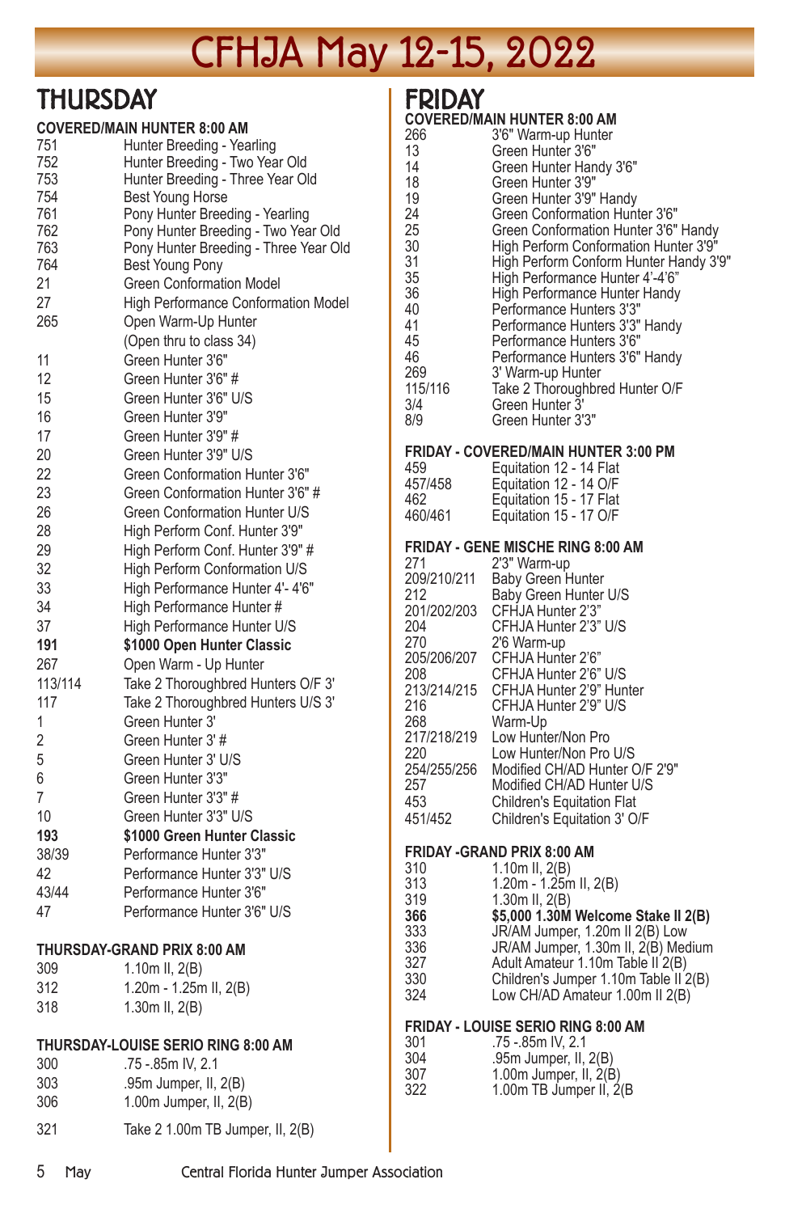# CFHJA May 12-15, 2022

## THURSDAY

### COVERED/MAIN HUNTER 8:00 AM

| | |
|---|---|
| 751 | Hunter Breeding - Yearling |
| 752 | Hunter Breeding - Two Year Old |
| 753 | Hunter Breeding - Three Year Old |
| 754 | Best Young Horse |
| 761 | Pony Hunter Breeding - Yearling |
| 762 | Pony Hunter Breeding - Two Year Old |
| 763 | Pony Hunter Breeding - Three Year Old |
| 764 | Best Young Pony |
| 21 | Green Conformation Model |
| 27 | High Performance Conformation Model |
| 265 | Open Warm-Up Hunter |
| | (Open thru to class 34) |
| 11 | Green Hunter 3'6" |
| 12 | Green Hunter 3'6" # |
| 15 | Green Hunter 3'6" U/S |
| 16 | Green Hunter 3'9" |
| 17 | Green Hunter 3'9" # |
| 20 | Green Hunter 3'9" U/S |
| 22 | Green Conformation Hunter 3'6" |
| 23 | Green Conformation Hunter 3'6" # |
| 26 | Green Conformation Hunter U/S |
| 28 | High Perform Conf. Hunter 3'9" |
| 29 | High Perform Conf. Hunter 3'9" # |
| 32 | High Perform Conformation U/S |
| 33 | High Performance Hunter 4'- 4'6" |
| 34 | High Performance Hunter # |
| 37 | High Performance Hunter U/S |
| **191** | **$1000 Open Hunter Classic** |
| 267 | Open Warm - Up Hunter |
| 113/114 | Take 2 Thoroughbred Hunters O/F 3' |
| 117 | Take 2 Thoroughbred Hunters U/S 3' |
| 1 | Green Hunter 3' |
| 2 | Green Hunter 3' # |
| 5 | Green Hunter 3' U/S |
| 6 | Green Hunter 3'3" |
| 7 | Green Hunter 3'3" # |
| 10 | Green Hunter 3'3" U/S |
| **193** | **$1000 Green Hunter Classic** |
| 38/39 | Performance Hunter 3'3" |
| 42 | Performance Hunter 3'3" U/S |
| 43/44 | Performance Hunter 3'6" |
| 47 | Performance Hunter 3'6" U/S |

### THURSDAY-GRAND PRIX 8:00 AM

| | |
|---|---|
| 309 | 1.10m II, 2(B) |
| 312 | 1.20m - 1.25m II, 2(B) |
| 318 | 1.30m II, 2(B) |

### THURSDAY-LOUISE SERIO RING 8:00 AM

| | |
|---|---|
| 300 | .75 -.85m IV, 2.1 |
| 303 | .95m Jumper, II, 2(B) |
| 306 | 1.00m Jumper, II, 2(B) |
| 321 | Take 2 1.00m TB Jumper, II, 2(B) |

## FRIDAY

### COVERED/MAIN HUNTER 8:00 AM

| | |
|---|---|
| 266 | 3'6" Warm-up Hunter |
| 13 | Green Hunter 3'6" |
| 14 | Green Hunter Handy 3'6" |
| 18 | Green Hunter 3'9" |
| 19 | Green Hunter 3'9" Handy |
| 24 | Green Conformation Hunter 3'6" |
| 25 | Green Conformation Hunter 3'6" Handy |
| 30 | High Perform Conformation Hunter 3'9" |
| 31 | High Perform Conform Hunter Handy 3'9" |
| 35 | High Performance Hunter 4'-4'6" |
| 36 | High Performance Hunter Handy |
| 40 | Performance Hunters 3'3" |
| 41 | Performance Hunters 3'3" Handy |
| 45 | Performance Hunters 3'6" |
| 46 | Performance Hunters 3'6" Handy |
| 269 | 3' Warm-up Hunter |
| 115/116 | Take 2 Thoroughbred Hunter O/F |
| 3/4 | Green Hunter 3' |
| 8/9 | Green Hunter 3'3" |

### FRIDAY - COVERED/MAIN HUNTER 3:00 PM

| | |
|---|---|
| 459 | Equitation 12 - 14 Flat |
| 457/458 | Equitation 12 - 14 O/F |
| 462 | Equitation 15 - 17 Flat |
| 460/461 | Equitation 15 - 17 O/F |

### FRIDAY - GENE MISCHE RING 8:00 AM

| | |
|---|---|
| 271 | 2'3" Warm-up |
| 209/210/211 | Baby Green Hunter |
| 212 | Baby Green Hunter U/S |
| 201/202/203 | CFHJA Hunter 2'3" |
| 204 | CFHJA Hunter 2'3" U/S |
| 270 | 2'6 Warm-up |
| 205/206/207 | CFHJA Hunter 2'6" |
| 208 | CFHJA Hunter 2'6" U/S |
| 213/214/215 | CFHJA Hunter 2'9" Hunter |
| 216 | CFHJA Hunter 2'9" U/S |
| 268 | Warm-Up |
| 217/218/219 | Low Hunter/Non Pro |
| 220 | Low Hunter/Non Pro U/S |
| 254/255/256 | Modified CH/AD Hunter O/F 2'9" |
| 257 | Modified CH/AD Hunter U/S |
| 453 | Children's Equitation Flat |
| 451/452 | Children's Equitation 3' O/F |

### FRIDAY -GRAND PRIX 8:00 AM

| | |
|---|---|
| 310 | 1.10m II, 2(B) |
| 313 | 1.20m - 1.25m II, 2(B) |
| 319 | 1.30m II, 2(B) |
| **366** | **$5,000 1.30M Welcome Stake II 2(B)** |
| 333 | JR/AM Jumper, 1.20m II 2(B) Low |
| 336 | JR/AM Jumper, 1.30m II, 2(B) Medium |
| 327 | Adult Amateur 1.10m Table II 2(B) |
| 330 | Children's Jumper 1.10m Table II 2(B) |
| 324 | Low CH/AD Amateur 1.00m II 2(B) |

### FRIDAY - LOUISE SERIO RING 8:00 AM

| | |
|---|---|
| 301 | .75 -.85m IV, 2.1 |
| 304 | .95m Jumper, II, 2(B) |
| 307 | 1.00m Jumper, II, 2(B) |
| 322 | 1.00m TB Jumper II, 2(B |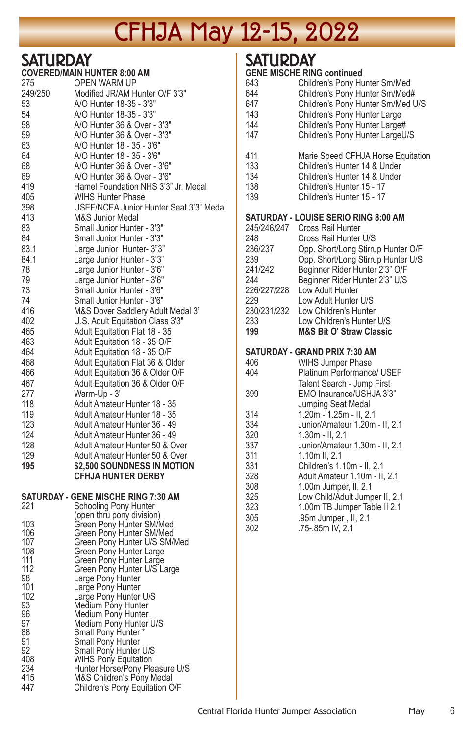# CFHJA May 12-15, 2022

## SATURDAY

### COVERED/MAIN HUNTER 8:00 AM

| | |
|---|---|
| 275 | OPEN WARM UP |
| 249/250 | Modified JR/AM Hunter O/F 3'3" |
| 53 | A/O Hunter 18-35 - 3'3" |
| 54 | A/O Hunter 18-35 - 3'3" |
| 58 | A/O Hunter 36 & Over - 3'3" |
| 59 | A/O Hunter 36 & Over - 3'3" |
| 63 | A/O Hunter 18 - 35 - 3'6" |
| 64 | A/O Hunter 18 - 35 - 3'6" |
| 68 | A/O Hunter 36 & Over - 3'6" |
| 69 | A/O Hunter 36 & Over - 3'6" |
| 419 | Hamel Foundation NHS 3'3" Jr. Medal |
| 405 | WIHS Hunter Phase |
| 398 | USEF/NCEA Junior Hunter Seat 3'3" Medal |
| 413 | M&S Junior Medal |
| 83 | Small Junior Hunter - 3'3" |
| 84 | Small Junior Hunter - 3'3" |
| 83.1 | Large Junior Hunter- 3"3" |
| 84.1 | Large Junior Hunter - 3'3" |
| 78 | Large Junior Hunter - 3'6" |
| 79 | Large Junior Hunter - 3'6" |
| 73 | Small Junior Hunter - 3'6" |
| 74 | Small Junior Hunter - 3'6" |
| 416 | M&S Dover Saddlery Adult Medal 3' |
| 402 | U.S. Adult Equitation Class 3'3" |
| 465 | Adult Equitation Flat 18 - 35 |
| 463 | Adult Equitation 18 - 35 O/F |
| 464 | Adult Equitation 18 - 35 O/F |
| 468 | Adult Equitation Flat 36 & Older |
| 466 | Adult Equitation 36 & Older O/F |
| 467 | Adult Equitation 36 & Older O/F |
| 277 | Warm-Up - 3' |
| 118 | Adult Amateur Hunter 18 - 35 |
| 119 | Adult Amateur Hunter 18 - 35 |
| 123 | Adult Amateur Hunter 36 - 49 |
| 124 | Adult Amateur Hunter 36 - 49 |
| 128 | Adult Amateur Hunter 50 & Over |
| 129 | Adult Amateur Hunter 50 & Over |
| **195** | **$2,500 SOUNDNESS IN MOTION CFHJA HUNTER DERBY** |

### SATURDAY - GENE MISCHE RING 7:30 AM

| | |
|---|---|
| 221 | Schooling Pony Hunter (open thru pony division) |
| 103 | Green Pony Hunter SM/Med |
| 106 | Green Pony Hunter SM/Med |
| 107 | Green Pony Hunter U/S SM/Med |
| 108 | Green Pony Hunter Large |
| 111 | Green Pony Hunter Large |
| 112 | Green Pony Hunter U/S Large |
| 98 | Large Pony Hunter |
| 101 | Large Pony Hunter |
| 102 | Large Pony Hunter U/S |
| 93 | Medium Pony Hunter |
| 96 | Medium Pony Hunter |
| 97 | Medium Pony Hunter U/S |
| 88 | Small Pony Hunter * |
| 91 | Small Pony Hunter |
| 92 | Small Pony Hunter U/S |
| 408 | WIHS Pony Equitation |
| 234 | Hunter Horse/Pony Pleasure U/S |
| 415 | M&S Children's Pony Medal |
| 447 | Children's Pony Equitation O/F |

## SATURDAY

### GENE MISCHE RING continued

| | |
|---|---|
| 643 | Children's Pony Hunter Sm/Med |
| 644 | Children's Pony Hunter Sm/Med# |
| 647 | Children's Pony Hunter Sm/Med U/S |
| 143 | Children's Pony Hunter Large |
| 144 | Children's Pony Hunter Large# |
| 147 | Children's Pony Hunter LargeU/S |
| 411 | Marie Speed CFHJA Horse Equitation |
| 133 | Children's Hunter 14 & Under |
| 134 | Children's Hunter 14 & Under |
| 138 | Children's Hunter 15 - 17 |
| 139 | Children's Hunter 15 - 17 |

### SATURDAY - LOUISE SERIO RING 8:00 AM

| | |
|---|---|
| 245/246/247 | Cross Rail Hunter |
| 248 | Cross Rail Hunter U/S |
| 236/237 | Opp. Short/Long Stirrup Hunter O/F |
| 239 | Opp. Short/Long Stirrup Hunter U/S |
| 241/242 | Beginner Rider Hunter 2'3" O/F |
| 244 | Beginner Rider Hunter 2'3" U/S |
| 226/227/228 | Low Adult Hunter |
| 229 | Low Adult Hunter U/S |
| 230/231/232 | Low Children's Hunter |
| 233 | Low Children's Hunter U/S |
| **199** | **M&S Bit O' Straw Classic** |

### SATURDAY - GRAND PRIX 7:30 AM

| | |
|---|---|
| 406 | WIHS Jumper Phase |
| 404 | Platinum Performance/ USEF Talent Search - Jump First |
| 399 | EMO Insurance/USHJA 3'3" Jumping Seat Medal |
| 314 | 1.20m - 1.25m - II, 2.1 |
| 334 | Junior/Amateur 1.20m - II, 2.1 |
| 320 | 1.30m - II, 2.1 |
| 337 | Junior/Amateur 1.30m - II, 2.1 |
| 311 | 1.10m II, 2.1 |
| 331 | Children's 1.10m - II, 2.1 |
| 328 | Adult Amateur 1.10m - II, 2.1 |
| 308 | 1.00m Jumper, II, 2.1 |
| 325 | Low Child/Adult Jumper II, 2.1 |
| 323 | 1.00m TB Jumper Table II 2.1 |
| 305 | .95m Jumper , II, 2.1 |
| 302 | .75-.85m IV, 2.1 |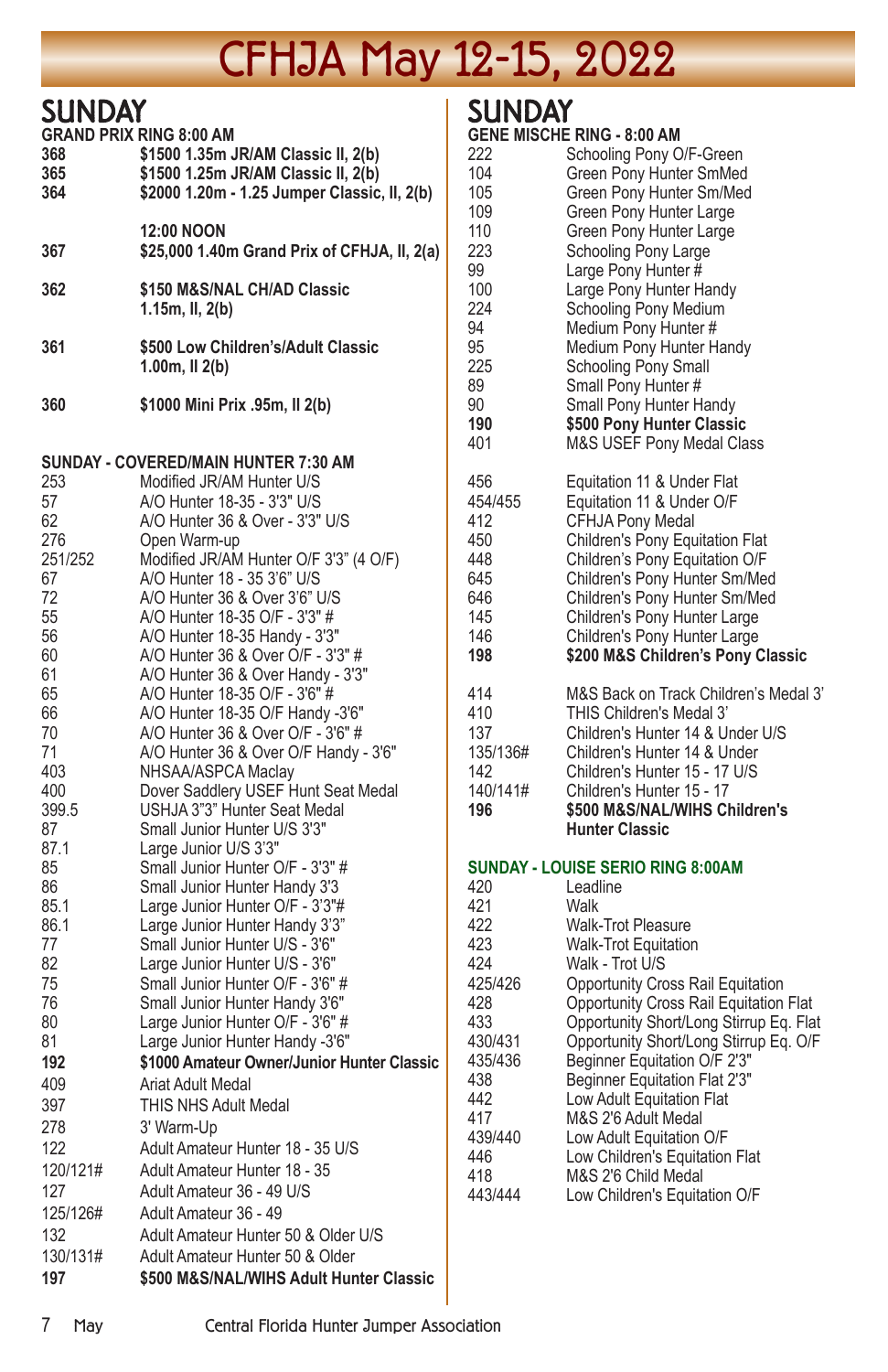# CFHJA May 12-15, 2022

## SUNDAY

**GRAND PRIX RING 8:00 AM**

| | |
|---|---|
| **368** | **$1500 1.35m JR/AM Classic II, 2(b)** |
| **365** | **$1500 1.25m JR/AM Classic II, 2(b)** |
| **364** | **$2000 1.20m - 1.25 Jumper Classic, II, 2(b)** |
| | **12:00 NOON** |
| **367** | **$25,000 1.40m Grand Prix of CFHJA, II, 2(a)** |
| **362** | **$150 M&S/NAL CH/AD Classic 1.15m, II, 2(b)** |
| **361** | **$500 Low Children's/Adult Classic 1.00m, II 2(b)** |
| **360** | **$1000 Mini Prix .95m, II 2(b)** |

**SUNDAY - COVERED/MAIN HUNTER 7:30 AM**

| | |
|---|---|
| 253 | Modified JR/AM Hunter U/S |
| 57 | A/O Hunter 18-35 - 3'3" U/S |
| 62 | A/O Hunter 36 & Over - 3'3" U/S |
| 276 | Open Warm-up |
| 251/252 | Modified JR/AM Hunter O/F 3'3" (4 O/F) |
| 67 | A/O Hunter 18 - 35 3'6" U/S |
| 72 | A/O Hunter 36 & Over 3'6" U/S |
| 55 | A/O Hunter 18-35 O/F - 3'3" # |
| 56 | A/O Hunter 18-35 Handy - 3'3" |
| 60 | A/O Hunter 36 & Over O/F - 3'3" # |
| 61 | A/O Hunter 36 & Over Handy - 3'3" |
| 65 | A/O Hunter 18-35 O/F - 3'6" # |
| 66 | A/O Hunter 18-35 O/F Handy -3'6" |
| 70 | A/O Hunter 36 & Over O/F - 3'6" # |
| 71 | A/O Hunter 36 & Over O/F Handy - 3'6" |
| 403 | NHSAA/ASPCA Maclay |
| 400 | Dover Saddlery USEF Hunt Seat Medal |
| 399.5 | USHJA 3"3" Hunter Seat Medal |
| 87 | Small Junior Hunter U/S 3'3" |
| 87.1 | Large Junior U/S 3'3" |
| 85 | Small Junior Hunter O/F - 3'3" # |
| 86 | Small Junior Hunter Handy 3'3 |
| 85.1 | Large Junior Hunter O/F - 3'3"# |
| 86.1 | Large Junior Hunter Handy 3'3" |
| 77 | Small Junior Hunter U/S - 3'6" |
| 82 | Large Junior Hunter U/S - 3'6" |
| 75 | Small Junior Hunter O/F - 3'6" # |
| 76 | Small Junior Hunter Handy 3'6" |
| 80 | Large Junior Hunter O/F - 3'6" # |
| 81 | Large Junior Hunter Handy -3'6" |
| **192** | **$1000 Amateur Owner/Junior Hunter Classic** |
| 409 | Ariat Adult Medal |
| 397 | THIS NHS Adult Medal |
| 278 | 3' Warm-Up |
| 122 | Adult Amateur Hunter 18 - 35 U/S |
| 120/121# | Adult Amateur Hunter 18 - 35 |
| 127 | Adult Amateur 36 - 49 U/S |
| 125/126# | Adult Amateur 36 - 49 |
| 132 | Adult Amateur Hunter 50 & Older U/S |
| 130/131# | Adult Amateur Hunter 50 & Older |
| **197** | **$500 M&S/NAL/WIHS Adult Hunter Classic** |

## SUNDAY

**GENE MISCHE RING - 8:00 AM**

| | |
|---|---|
| 222 | Schooling Pony O/F-Green |
| 104 | Green Pony Hunter SmMed |
| 105 | Green Pony Hunter Sm/Med |
| 109 | Green Pony Hunter Large |
| 110 | Green Pony Hunter Large |
| 223 | Schooling Pony Large |
| 99 | Large Pony Hunter # |
| 100 | Large Pony Hunter Handy |
| 224 | Schooling Pony Medium |
| 94 | Medium Pony Hunter # |
| 95 | Medium Pony Hunter Handy |
| 225 | Schooling Pony Small |
| 89 | Small Pony Hunter # |
| 90 | Small Pony Hunter Handy |
| **190** | **$500 Pony Hunter Classic** |
| 401 | M&S USEF Pony Medal Class |
| 456 | Equitation 11 & Under Flat |
| 454/455 | Equitation 11 & Under O/F |
| 412 | CFHJA Pony Medal |
| 450 | Children's Pony Equitation Flat |
| 448 | Children's Pony Equitation O/F |
| 645 | Children's Pony Hunter Sm/Med |
| 646 | Children's Pony Hunter Sm/Med |
| 145 | Children's Pony Hunter Large |
| 146 | Children's Pony Hunter Large |
| **198** | **$200 M&S Children's Pony Classic** |
| 414 | M&S Back on Track Children's Medal 3' |
| 410 | THIS Children's Medal 3' |
| 137 | Children's Hunter 14 & Under U/S |
| 135/136# | Children's Hunter 14 & Under |
| 142 | Children's Hunter 15 - 17 U/S |
| 140/141# | Children's Hunter 15 - 17 |
| **196** | **$500 M&S/NAL/WIHS Children's Hunter Classic** |

**SUNDAY - LOUISE SERIO RING 8:00AM**

| | |
|---|---|
| 420 | Leadline |
| 421 | Walk |
| 422 | Walk-Trot Pleasure |
| 423 | Walk-Trot Equitation |
| 424 | Walk - Trot U/S |
| 425/426 | Opportunity Cross Rail Equitation |
| 428 | Opportunity Cross Rail Equitation Flat |
| 433 | Opportunity Short/Long Stirrup Eq. Flat |
| 430/431 | Opportunity Short/Long Stirrup Eq. O/F |
| 435/436 | Beginner Equitation O/F 2'3" |
| 438 | Beginner Equitation Flat 2'3" |
| 442 | Low Adult Equitation Flat |
| 417 | M&S 2'6 Adult Medal |
| 439/440 | Low Adult Equitation O/F |
| 446 | Low Children's Equitation Flat |
| 418 | M&S 2'6 Child Medal |
| 443/444 | Low Children's Equitation O/F |